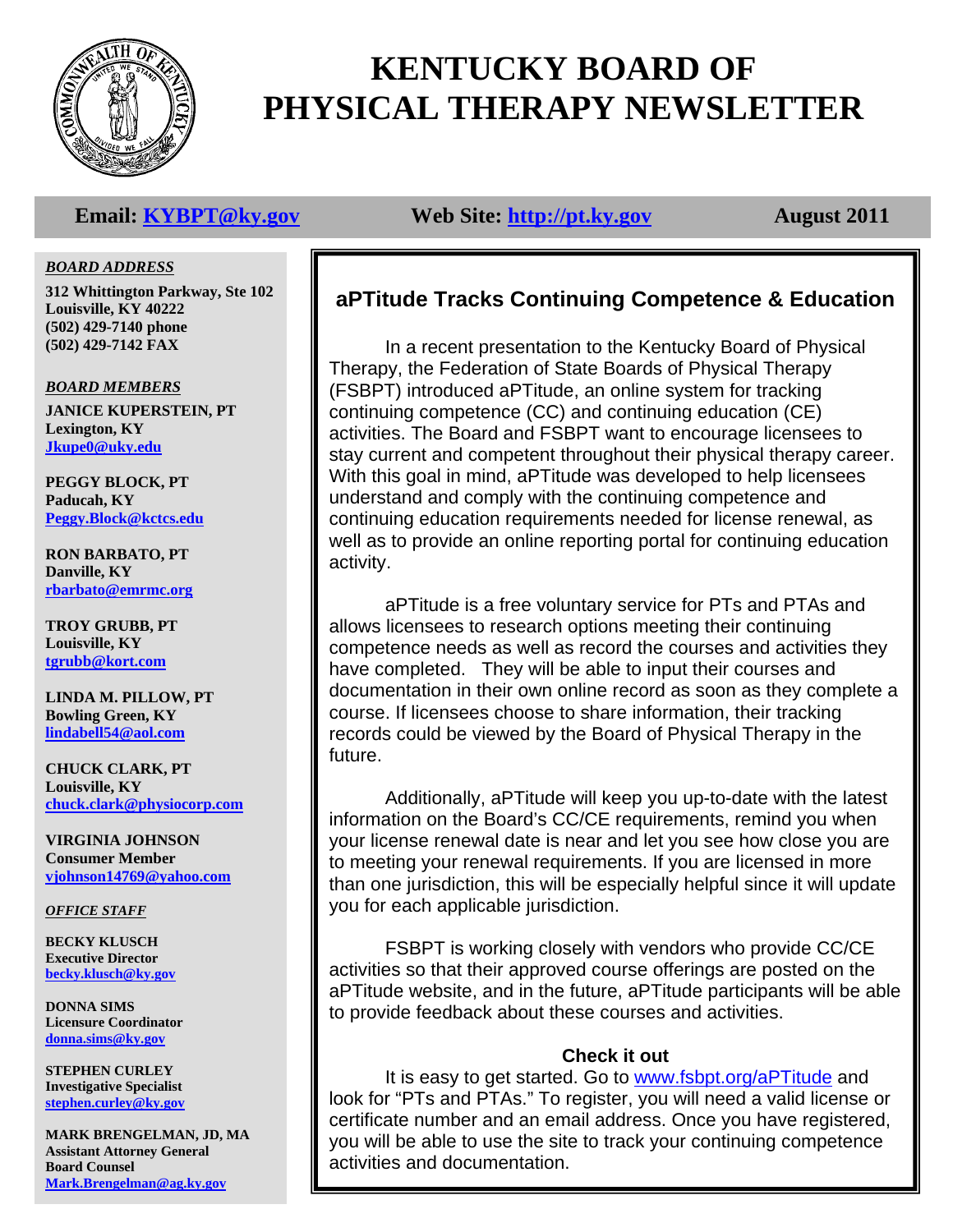# KENTUCKY BOARD OF PHYSICAL THERAPY NEWSLETTER

**Email: [KYBPT@ky.gov](mailto:KYBPT@ky.gov)** **Web Site: [http://pt.ky.gov](http://pt.ky.gov)** **August 2011**

***BOARD ADDRESS***

**312 Whittington Parkway, Ste 102**
**Louisville, KY 40222**
**(502) 429-7140 phone**
**(502) 429-7142 FAX**

***BOARD MEMBERS***

**JANICE KUPERSTEIN, PT**
**Lexington, KY**
**Jkupe0@uky.edu**

**PEGGY BLOCK, PT**
**Paducah, KY**
**Peggy.Block@kctcs.edu**

**RON BARBATO, PT**
**Danville, KY**
**rbarbato@emrmc.org**

**TROY GRUBB, PT**
**Louisville, KY**
**tgrubb@kort.com**

**LINDA M. PILLOW, PT**
**Bowling Green, KY**
**lindabell54@aol.com**

**CHUCK CLARK, PT**
**Louisville, KY**
**chuck.clark@physiocorp.com**

**VIRGINIA JOHNSON**
**Consumer Member**
**vjohnson14769@yahoo.com**

***OFFICE STAFF***

**BECKY KLUSCH**
**Executive Director**
**becky.klusch@ky.gov**

**DONNA SIMS**
**Licensure Coordinator**
**donna.sims@ky.gov**

**STEPHEN CURLEY**
**Investigative Specialist**
**stephen.curley@ky.gov**

**MARK BRENGELMAN, JD, MA**
**Assistant Attorney General**
**Board Counsel**
**Mark.Brengelman@ag.ky.gov**

## aPTitude Tracks Continuing Competence & Education

In a recent presentation to the Kentucky Board of Physical Therapy, the Federation of State Boards of Physical Therapy (FSBPT) introduced aPTitude, an online system for tracking continuing competence (CC) and continuing education (CE) activities. The Board and FSBPT want to encourage licensees to stay current and competent throughout their physical therapy career. With this goal in mind, aPTitude was developed to help licensees understand and comply with the continuing competence and continuing education requirements needed for license renewal, as well as to provide an online reporting portal for continuing education activity.

aPTitude is a free voluntary service for PTs and PTAs and allows licensees to research options meeting their continuing competence needs as well as record the courses and activities they have completed. They will be able to input their courses and documentation in their own online record as soon as they complete a course. If licensees choose to share information, their tracking records could be viewed by the Board of Physical Therapy in the future.

Additionally, aPTitude will keep you up-to-date with the latest information on the Board's CC/CE requirements, remind you when your license renewal date is near and let you see how close you are to meeting your renewal requirements. If you are licensed in more than one jurisdiction, this will be especially helpful since it will update you for each applicable jurisdiction.

FSBPT is working closely with vendors who provide CC/CE activities so that their approved course offerings are posted on the aPTitude website, and in the future, aPTitude participants will be able to provide feedback about these courses and activities.

**Check it out**

It is easy to get started. Go to [www.fsbpt.org/aPTitude](http://www.fsbpt.org/aPTitude) and look for "PTs and PTAs." To register, you will need a valid license or certificate number and an email address. Once you have registered, you will be able to use the site to track your continuing competence activities and documentation.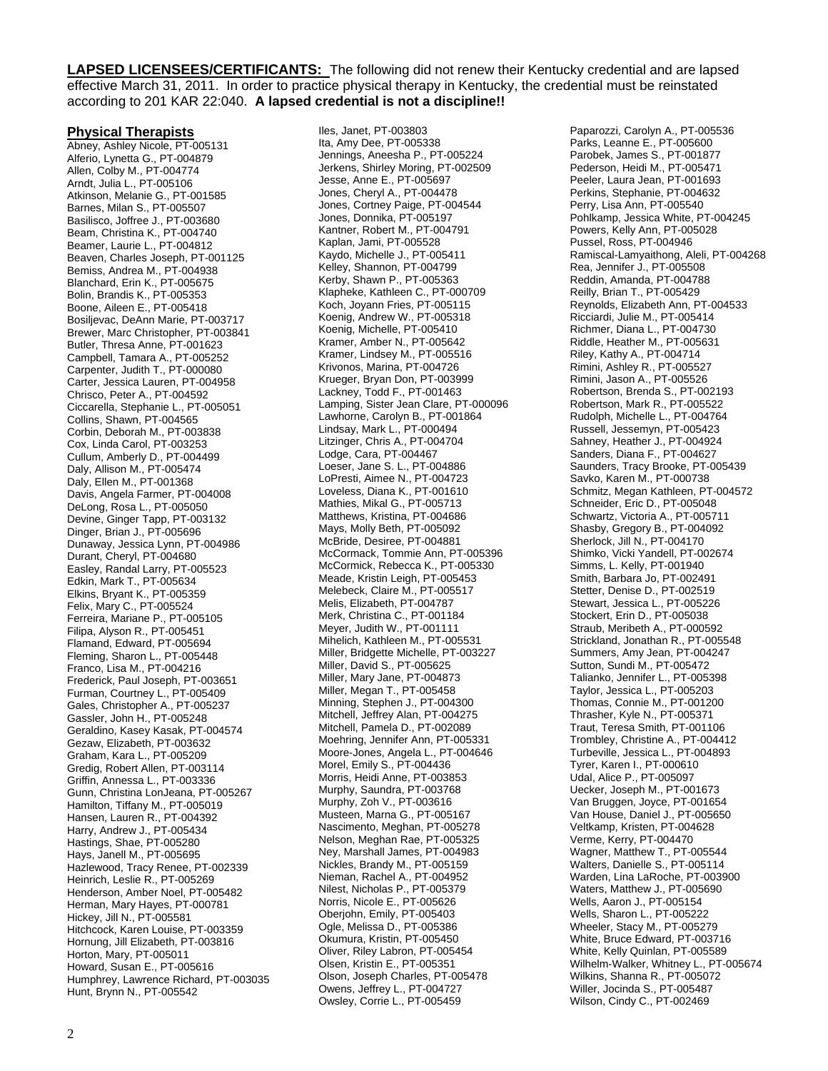**LAPSED LICENSEES/CERTIFICANTS:** The following did not renew their Kentucky credential and are lapsed effective March 31, 2011. In order to practice physical therapy in Kentucky, the credential must be reinstated according to 201 KAR 22:040. **A lapsed credential is not a discipline!!**

## Physical Therapists

Abney, Ashley Nicole, PT-005131
Alferio, Lynetta G., PT-004879
Allen, Colby M., PT-004774
Arndt, Julia L., PT-005106
Atkinson, Melanie G., PT-001585
Barnes, Milan S., PT-005507
Basilisco, Joffree J., PT-003680
Beam, Christina K., PT-004740
Beamer, Laurie L., PT-004812
Beaven, Charles Joseph, PT-001125
Bemiss, Andrea M., PT-004938
Blanchard, Erin K., PT-005675
Bolin, Brandis K., PT-005353
Boone, Aileen E., PT-005418
Bosiljevac, DeAnn Marie, PT-003717
Brewer, Marc Christopher, PT-003841
Butler, Thresa Anne, PT-001623
Campbell, Tamara A., PT-005252
Carpenter, Judith T., PT-000080
Carter, Jessica Lauren, PT-004958
Chrisco, Peter A., PT-004592
Ciccarella, Stephanie L., PT-005051
Collins, Shawn, PT-004565
Corbin, Deborah M., PT-003838
Cox, Linda Carol, PT-003253
Cullum, Amberly D., PT-004499
Daly, Allison M., PT-005474
Daly, Ellen M., PT-001368
Davis, Angela Farmer, PT-004008
DeLong, Rosa L., PT-005050
Devine, Ginger Tapp, PT-003132
Dinger, Brian J., PT-005696
Dunaway, Jessica Lynn, PT-004986
Durant, Cheryl, PT-004680
Easley, Randal Larry, PT-005523
Edkin, Mark T., PT-005634
Elkins, Bryant K., PT-005359
Felix, Mary C., PT-005524
Ferreira, Mariane P., PT-005105
Filipa, Alyson R., PT-005451
Flamand, Edward, PT-005694
Fleming, Sharon L., PT-005448
Franco, Lisa M., PT-004216
Frederick, Paul Joseph, PT-003651
Furman, Courtney L., PT-005409
Gales, Christopher A., PT-005237
Gassler, John H., PT-005248
Geraldino, Kasey Kasak, PT-004574
Gezaw, Elizabeth, PT-003632
Graham, Kara L., PT-005209
Gredig, Robert Allen, PT-003114
Griffin, Annessa L., PT-003336
Gunn, Christina LonJeana, PT-005267
Hamilton, Tiffany M., PT-005019
Hansen, Lauren R., PT-004392
Harry, Andrew J., PT-005434
Hastings, Shae, PT-005280
Hays, Janell M., PT-005695
Hazlewood, Tracy Renee, PT-002339
Heinrich, Leslie R., PT-005269
Henderson, Amber Noel, PT-005482
Herman, Mary Hayes, PT-000781
Hickey, Jill N., PT-005581
Hitchcock, Karen Louise, PT-003359
Hornung, Jill Elizabeth, PT-003816
Horton, Mary, PT-005011
Howard, Susan E., PT-005616
Humphrey, Lawrence Richard, PT-003035
Hunt, Brynn N., PT-005542
Iles, Janet, PT-003803
Ita, Amy Dee, PT-005338
Jennings, Aneesha P., PT-005224
Jerkens, Shirley Moring, PT-002509
Jesse, Anne E., PT-005697
Jones, Cheryl A., PT-004478
Jones, Cortney Paige, PT-004544
Jones, Donnika, PT-005197
Kantner, Robert M., PT-004791
Kaplan, Jami, PT-005528
Kaydo, Michelle J., PT-005411
Kelley, Shannon, PT-004799
Kerby, Shawn P., PT-005363
Klapheke, Kathleen C., PT-000709
Koch, Joyann Fries, PT-005115
Koenig, Andrew W., PT-005318
Koenig, Michelle, PT-005410
Kramer, Amber N., PT-005642
Kramer, Lindsey M., PT-005516
Krivonos, Marina, PT-004726
Krueger, Bryan Don, PT-003999
Lackney, Todd F., PT-001463
Lamping, Sister Jean Clare, PT-000096
Lawhorne, Carolyn B., PT-001864
Lindsay, Mark L., PT-000494
Litzinger, Chris A., PT-004704
Lodge, Cara, PT-004467
Loeser, Jane S. L., PT-004886
LoPresti, Aimee N., PT-004723
Loveless, Diana K., PT-001610
Mathies, Mikal G., PT-005713
Matthews, Kristina, PT-004686
Mays, Molly Beth, PT-005092
McBride, Desiree, PT-004881
McCormack, Tommie Ann, PT-005396
McCormick, Rebecca K., PT-005330
Meade, Kristin Leigh, PT-005453
Melebeck, Claire M., PT-005517
Melis, Elizabeth, PT-004787
Merk, Christina C., PT-001184
Meyer, Judith W., PT-001111
Mihelich, Kathleen M., PT-005531
Miller, Bridgette Michelle, PT-003227
Miller, David S., PT-005625
Miller, Mary Jane, PT-004873
Miller, Megan T., PT-005458
Minning, Stephen J., PT-004300
Mitchell, Jeffrey Alan, PT-004275
Mitchell, Pamela D., PT-002089
Moehring, Jennifer Ann, PT-005331
Moore-Jones, Angela L., PT-004646
Morel, Emily S., PT-004436
Morris, Heidi Anne, PT-003853
Murphy, Saundra, PT-003768
Murphy, Zoh V., PT-003616
Musteen, Marna G., PT-005167
Nascimento, Meghan, PT-005278
Nelson, Meghan Rae, PT-005325
Ney, Marshall James, PT-004983
Nickles, Brandy M., PT-005159
Nieman, Rachel A., PT-004952
Nilest, Nicholas P., PT-005379
Norris, Nicole E., PT-005626
Oberjohn, Emily, PT-005403
Ogle, Melissa D., PT-005386
Okumura, Kristin, PT-005450
Oliver, Riley Labron, PT-005454
Olsen, Kristin E., PT-005351
Olson, Joseph Charles, PT-005478
Owens, Jeffrey L., PT-004727
Owsley, Corrie L., PT-005459
Paparozzi, Carolyn A., PT-005536
Parks, Leanne E., PT-005600
Parobek, James S., PT-001877
Pederson, Heidi M., PT-005471
Peeler, Laura Jean, PT-001693
Perkins, Stephanie, PT-004632
Perry, Lisa Ann, PT-005540
Pohlkamp, Jessica White, PT-004245
Powers, Kelly Ann, PT-005028
Pussel, Ross, PT-004946
Ramiscal-Lamyaithong, Aleli, PT-004268
Rea, Jennifer J., PT-005508
Reddin, Amanda, PT-004788
Reilly, Brian T., PT-005429
Reynolds, Elizabeth Ann, PT-004533
Ricciardi, Julie M., PT-005414
Richmer, Diana L., PT-004730
Riddle, Heather M., PT-005631
Riley, Kathy A., PT-004714
Rimini, Ashley R., PT-005527
Rimini, Jason A., PT-005526
Robertson, Brenda S., PT-002193
Robertson, Mark R., PT-005522
Rudolph, Michelle L., PT-004764
Russell, Jessemyn, PT-005423
Sahney, Heather J., PT-004924
Sanders, Diana F., PT-004627
Saunders, Tracy Brooke, PT-005439
Savko, Karen M., PT-000738
Schmitz, Megan Kathleen, PT-004572
Schneider, Eric D., PT-005048
Schwartz, Victoria A., PT-005711
Shasby, Gregory B., PT-004092
Sherlock, Jill N., PT-004170
Shimko, Vicki Yandell, PT-002674
Simms, L. Kelly, PT-001940
Smith, Barbara Jo, PT-002491
Stetter, Denise D., PT-002519
Stewart, Jessica L., PT-005226
Stockert, Erin D., PT-005038
Straub, Meribeth A., PT-000592
Strickland, Jonathan R., PT-005548
Summers, Amy Jean, PT-004247
Sutton, Sundi M., PT-005472
Talianko, Jennifer L., PT-005398
Taylor, Jessica L., PT-005203
Thomas, Connie M., PT-001200
Thrasher, Kyle N., PT-005371
Traut, Teresa Smith, PT-001106
Trombley, Christine A., PT-004412
Turbeville, Jessica L., PT-004893
Tyrer, Karen I., PT-000610
Udal, Alice P., PT-005097
Uecker, Joseph M., PT-001673
Van Bruggen, Joyce, PT-001654
Van House, Daniel J., PT-005650
Veltkamp, Kristen, PT-004628
Verme, Kerry, PT-004470
Wagner, Matthew T., PT-005544
Walters, Danielle S., PT-005114
Warden, Lina LaRoche, PT-003900
Waters, Matthew J., PT-005690
Wells, Aaron J., PT-005154
Wells, Sharon L., PT-005222
Wheeler, Stacy M., PT-005279
White, Bruce Edward, PT-003716
White, Kelly Quinlan, PT-005589
Wilhelm-Walker, Whitney L., PT-005674
Wilkins, Shanna R., PT-005072
Willer, Jocinda S., PT-005487
Wilson, Cindy C., PT-002469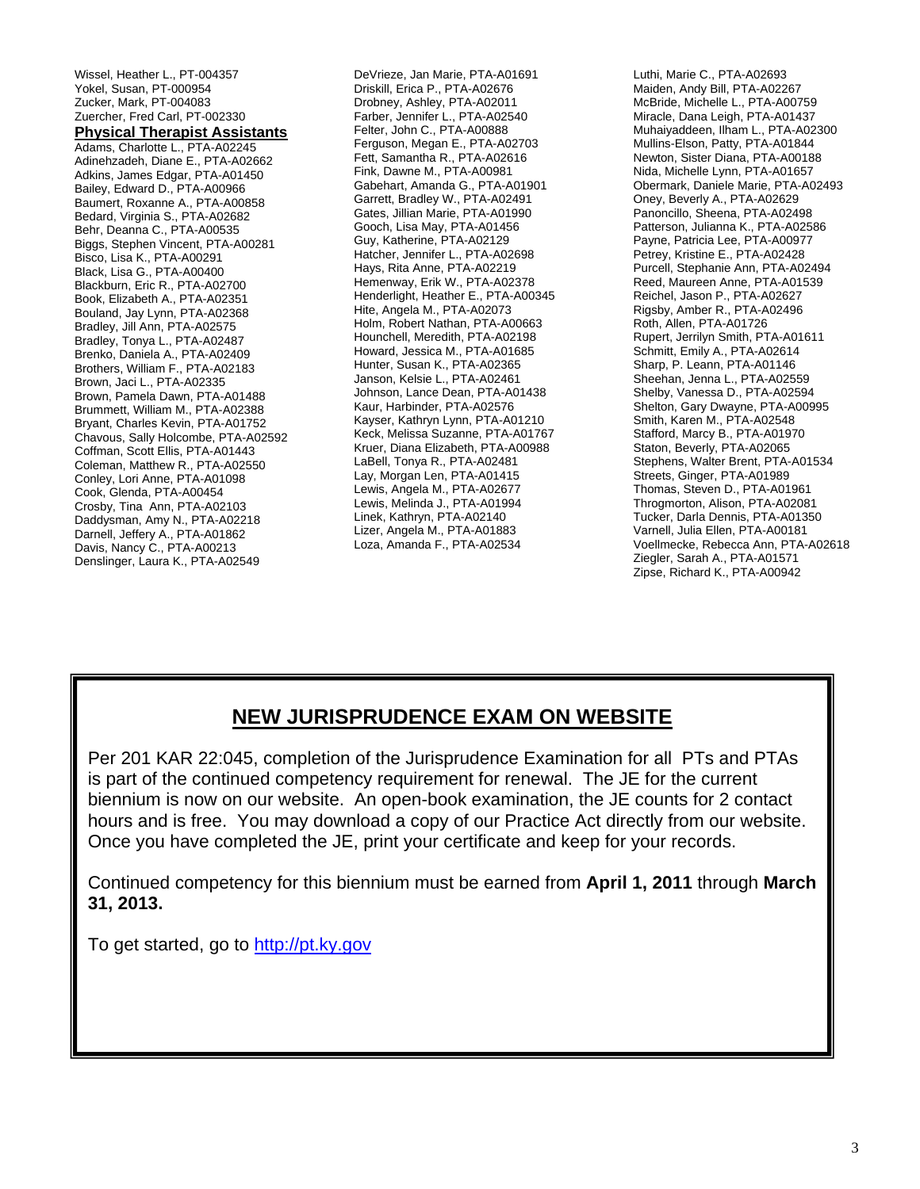Wissel, Heather L., PT-004357
Yokel, Susan, PT-000954
Zucker, Mark, PT-004083
Zuercher, Fred Carl, PT-002330

**Physical Therapist Assistants**

Adams, Charlotte L., PTA-A02245
Adinehzadeh, Diane E., PTA-A02662
Adkins, James Edgar, PTA-A01450
Bailey, Edward D., PTA-A00966
Baumert, Roxanne A., PTA-A00858
Bedard, Virginia S., PTA-A02682
Behr, Deanna C., PTA-A00535
Biggs, Stephen Vincent, PTA-A00281
Bisco, Lisa K., PTA-A00291
Black, Lisa G., PTA-A00400
Blackburn, Eric R., PTA-A02700
Book, Elizabeth A., PTA-A02351
Bouland, Jay Lynn, PTA-A02368
Bradley, Jill Ann, PTA-A02575
Bradley, Tonya L., PTA-A02487
Brenko, Daniela A., PTA-A02409
Brothers, William F., PTA-A02183
Brown, Jaci L., PTA-A02335
Brown, Pamela Dawn, PTA-A01488
Brummett, William M., PTA-A02388
Bryant, Charles Kevin, PTA-A01752
Chavous, Sally Holcombe, PTA-A02592
Coffman, Scott Ellis, PTA-A01443
Coleman, Matthew R., PTA-A02550
Conley, Lori Anne, PTA-A01098
Cook, Glenda, PTA-A00454
Crosby, Tina Ann, PTA-A02103
Daddysman, Amy N., PTA-A02218
Darnell, Jeffery A., PTA-A01862
Davis, Nancy C., PTA-A00213
Denslinger, Laura K., PTA-A02549
DeVrieze, Jan Marie, PTA-A01691
Driskill, Erica P., PTA-A02676
Drobney, Ashley, PTA-A02011
Farber, Jennifer L., PTA-A02540
Felter, John C., PTA-A00888
Ferguson, Megan E., PTA-A02703
Fett, Samantha R., PTA-A02616
Fink, Dawne M., PTA-A00981
Gabehart, Amanda G., PTA-A01901
Garrett, Bradley W., PTA-A02491
Gates, Jillian Marie, PTA-A01990
Gooch, Lisa May, PTA-A01456
Guy, Katherine, PTA-A02129
Hatcher, Jennifer L., PTA-A02698
Hays, Rita Anne, PTA-A02219
Hemenway, Erik W., PTA-A02378
Henderlight, Heather E., PTA-A00345
Hite, Angela M., PTA-A02073
Holm, Robert Nathan, PTA-A00663
Hounchell, Meredith, PTA-A02198
Howard, Jessica M., PTA-A01685
Hunter, Susan K., PTA-A02365
Janson, Kelsie L., PTA-A02461
Johnson, Lance Dean, PTA-A01438
Kaur, Harbinder, PTA-A02576
Kayser, Kathryn Lynn, PTA-A01210
Keck, Melissa Suzanne, PTA-A01767
Kruer, Diana Elizabeth, PTA-A00988
LaBell, Tonya R., PTA-A02481
Lay, Morgan Len, PTA-A01415
Lewis, Angela M., PTA-A02677
Lewis, Melinda J., PTA-A01994
Linek, Kathryn, PTA-A02140
Lizer, Angela M., PTA-A01883
Loza, Amanda F., PTA-A02534
Luthi, Marie C., PTA-A02693
Maiden, Andy Bill, PTA-A02267
McBride, Michelle L., PTA-A00759
Miracle, Dana Leigh, PTA-A01437
Muhaiyaddeen, Ilham L., PTA-A02300
Mullins-Elson, Patty, PTA-A01844
Newton, Sister Diana, PTA-A00188
Nida, Michelle Lynn, PTA-A01657
Obermark, Daniele Marie, PTA-A02493
Oney, Beverly A., PTA-A02629
Panoncillo, Sheena, PTA-A02498
Patterson, Julianna K., PTA-A02586
Payne, Patricia Lee, PTA-A00977
Petrey, Kristine E., PTA-A02428
Purcell, Stephanie Ann, PTA-A02494
Reed, Maureen Anne, PTA-A01539
Reichel, Jason P., PTA-A02627
Rigsby, Amber R., PTA-A02496
Roth, Allen, PTA-A01726
Rupert, Jerrilyn Smith, PTA-A01611
Schmitt, Emily A., PTA-A02614
Sharp, P. Leann, PTA-A01146
Sheehan, Jenna L., PTA-A02559
Shelby, Vanessa D., PTA-A02594
Shelton, Gary Dwayne, PTA-A00995
Smith, Karen M., PTA-A02548
Stafford, Marcy B., PTA-A01970
Staton, Beverly, PTA-A02065
Stephens, Walter Brent, PTA-A01534
Streets, Ginger, PTA-A01989
Thomas, Steven D., PTA-A01961
Throgmorton, Alison, PTA-A02081
Tucker, Darla Dennis, PTA-A01350
Varnell, Julia Ellen, PTA-A00181
Voellmecke, Rebecca Ann, PTA-A02618
Ziegler, Sarah A., PTA-A01571
Zipse, Richard K., PTA-A00942

## NEW JURISPRUDENCE EXAM ON WEBSITE

Per 201 KAR 22:045, completion of the Jurisprudence Examination for all PTs and PTAs is part of the continued competency requirement for renewal. The JE for the current biennium is now on our website. An open-book examination, the JE counts for 2 contact hours and is free. You may download a copy of our Practice Act directly from our website. Once you have completed the JE, print your certificate and keep for your records.

Continued competency for this biennium must be earned from **April 1, 2011** through **March 31, 2013.**

To get started, go to http://pt.ky.gov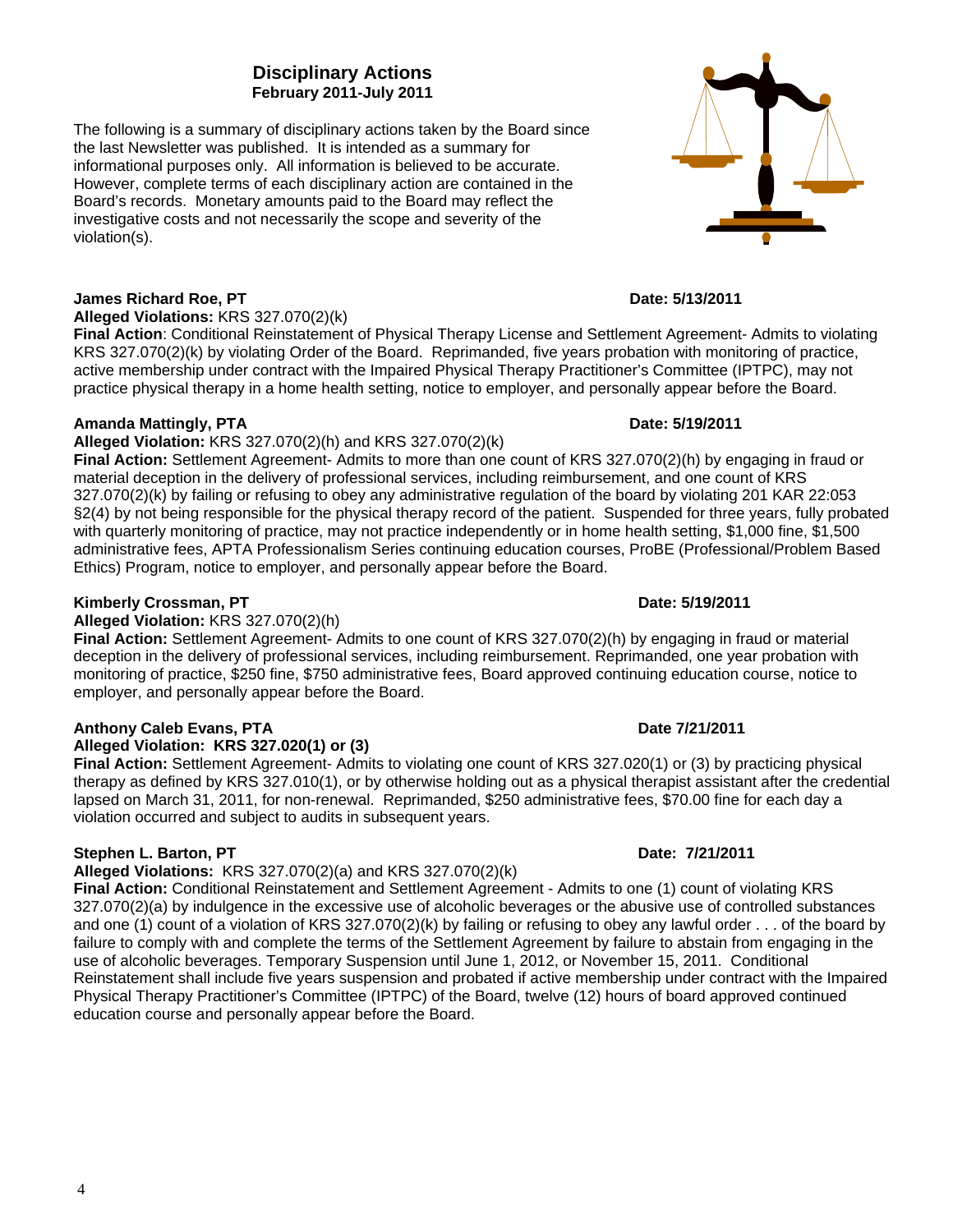# Disciplinary Actions

**February 2011-July 2011**

The following is a summary of disciplinary actions taken by the Board since the last Newsletter was published. It is intended as a summary for informational purposes only. All information is believed to be accurate. However, complete terms of each disciplinary action are contained in the Board's records. Monetary amounts paid to the Board may reflect the investigative costs and not necessarily the scope and severity of the violation(s).

**James Richard Roe, PT** **Date: 5/13/2011**
**Alleged Violations:** KRS 327.070(2)(k)
**Final Action**: Conditional Reinstatement of Physical Therapy License and Settlement Agreement- Admits to violating KRS 327.070(2)(k) by violating Order of the Board. Reprimanded, five years probation with monitoring of practice, active membership under contract with the Impaired Physical Therapy Practitioner's Committee (IPTPC), may not practice physical therapy in a home health setting, notice to employer, and personally appear before the Board.

**Amanda Mattingly, PTA** **Date: 5/19/2011**
**Alleged Violation:** KRS 327.070(2)(h) and KRS 327.070(2)(k)
**Final Action:** Settlement Agreement- Admits to more than one count of KRS 327.070(2)(h) by engaging in fraud or material deception in the delivery of professional services, including reimbursement, and one count of KRS 327.070(2)(k) by failing or refusing to obey any administrative regulation of the board by violating 201 KAR 22:053 §2(4) by not being responsible for the physical therapy record of the patient. Suspended for three years, fully probated with quarterly monitoring of practice, may not practice independently or in home health setting, $1,000 fine, $1,500 administrative fees, APTA Professionalism Series continuing education courses, ProBE (Professional/Problem Based Ethics) Program, notice to employer, and personally appear before the Board.

**Kimberly Crossman, PT** **Date: 5/19/2011**
**Alleged Violation:** KRS 327.070(2)(h)
**Final Action:** Settlement Agreement- Admits to one count of KRS 327.070(2)(h) by engaging in fraud or material deception in the delivery of professional services, including reimbursement. Reprimanded, one year probation with monitoring of practice, $250 fine, $750 administrative fees, Board approved continuing education course, notice to employer, and personally appear before the Board.

**Anthony Caleb Evans, PTA** **Date 7/21/2011**
**Alleged Violation: KRS 327.020(1) or (3)**
**Final Action:** Settlement Agreement- Admits to violating one count of KRS 327.020(1) or (3) by practicing physical therapy as defined by KRS 327.010(1), or by otherwise holding out as a physical therapist assistant after the credential lapsed on March 31, 2011, for non-renewal. Reprimanded, $250 administrative fees, $70.00 fine for each day a violation occurred and subject to audits in subsequent years.

**Stephen L. Barton, PT** **Date: 7/21/2011**
**Alleged Violations:** KRS 327.070(2)(a) and KRS 327.070(2)(k)
**Final Action:** Conditional Reinstatement and Settlement Agreement - Admits to one (1) count of violating KRS 327.070(2)(a) by indulgence in the excessive use of alcoholic beverages or the abusive use of controlled substances and one (1) count of a violation of KRS 327.070(2)(k) by failing or refusing to obey any lawful order . . . of the board by failure to comply with and complete the terms of the Settlement Agreement by failure to abstain from engaging in the use of alcoholic beverages. Temporary Suspension until June 1, 2012, or November 15, 2011. Conditional Reinstatement shall include five years suspension and probated if active membership under contract with the Impaired Physical Therapy Practitioner's Committee (IPTPC) of the Board, twelve (12) hours of board approved continued education course and personally appear before the Board.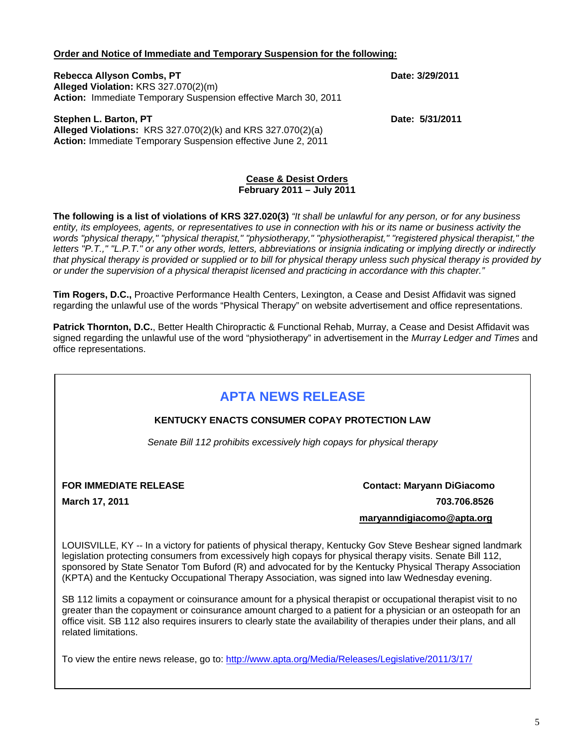**Order and Notice of Immediate and Temporary Suspension for the following:**

**Rebecca Allyson Combs, PT** **Date: 3/29/2011**
**Alleged Violation:** KRS 327.070(2)(m)
**Action:** Immediate Temporary Suspension effective March 30, 2011

**Stephen L. Barton, PT** **Date: 5/31/2011**
**Alleged Violations:** KRS 327.070(2)(k) and KRS 327.070(2)(a)
**Action:** Immediate Temporary Suspension effective June 2, 2011

## Cease & Desist Orders
**February 2011 – July 2011**

**The following is a list of violations of KRS 327.020(3)** *"It shall be unlawful for any person, or for any business entity, its employees, agents, or representatives to use in connection with his or its name or business activity the words "physical therapy," "physical therapist," "physiotherapy," "physiotherapist," "registered physical therapist," the letters "P.T.," "L.P.T." or any other words, letters, abbreviations or insignia indicating or implying directly or indirectly that physical therapy is provided or supplied or to bill for physical therapy unless such physical therapy is provided by or under the supervision of a physical therapist licensed and practicing in accordance with this chapter."*

**Tim Rogers, D.C.,** Proactive Performance Health Centers, Lexington, a Cease and Desist Affidavit was signed regarding the unlawful use of the words "Physical Therapy" on website advertisement and office representations.

**Patrick Thornton, D.C.**, Better Health Chiropractic & Functional Rehab, Murray, a Cease and Desist Affidavit was signed regarding the unlawful use of the word "physiotherapy" in advertisement in the *Murray Ledger and Times* and office representations.

## APTA NEWS RELEASE

**KENTUCKY ENACTS CONSUMER COPAY PROTECTION LAW**

*Senate Bill 112 prohibits excessively high copays for physical therapy*

**FOR IMMEDIATE RELEASE**
**March 17, 2011**

**Contact: Maryann DiGiacomo**
**703.706.8526**
**maryanndigiacomo@apta.org**

LOUISVILLE, KY -- In a victory for patients of physical therapy, Kentucky Gov Steve Beshear signed landmark legislation protecting consumers from excessively high copays for physical therapy visits. Senate Bill 112, sponsored by State Senator Tom Buford (R) and advocated for by the Kentucky Physical Therapy Association (KPTA) and the Kentucky Occupational Therapy Association, was signed into law Wednesday evening.

SB 112 limits a copayment or coinsurance amount for a physical therapist or occupational therapist visit to no greater than the copayment or coinsurance amount charged to a patient for a physician or an osteopath for an office visit. SB 112 also requires insurers to clearly state the availability of therapies under their plans, and all related limitations.

To view the entire news release, go to: http://www.apta.org/Media/Releases/Legislative/2011/3/17/